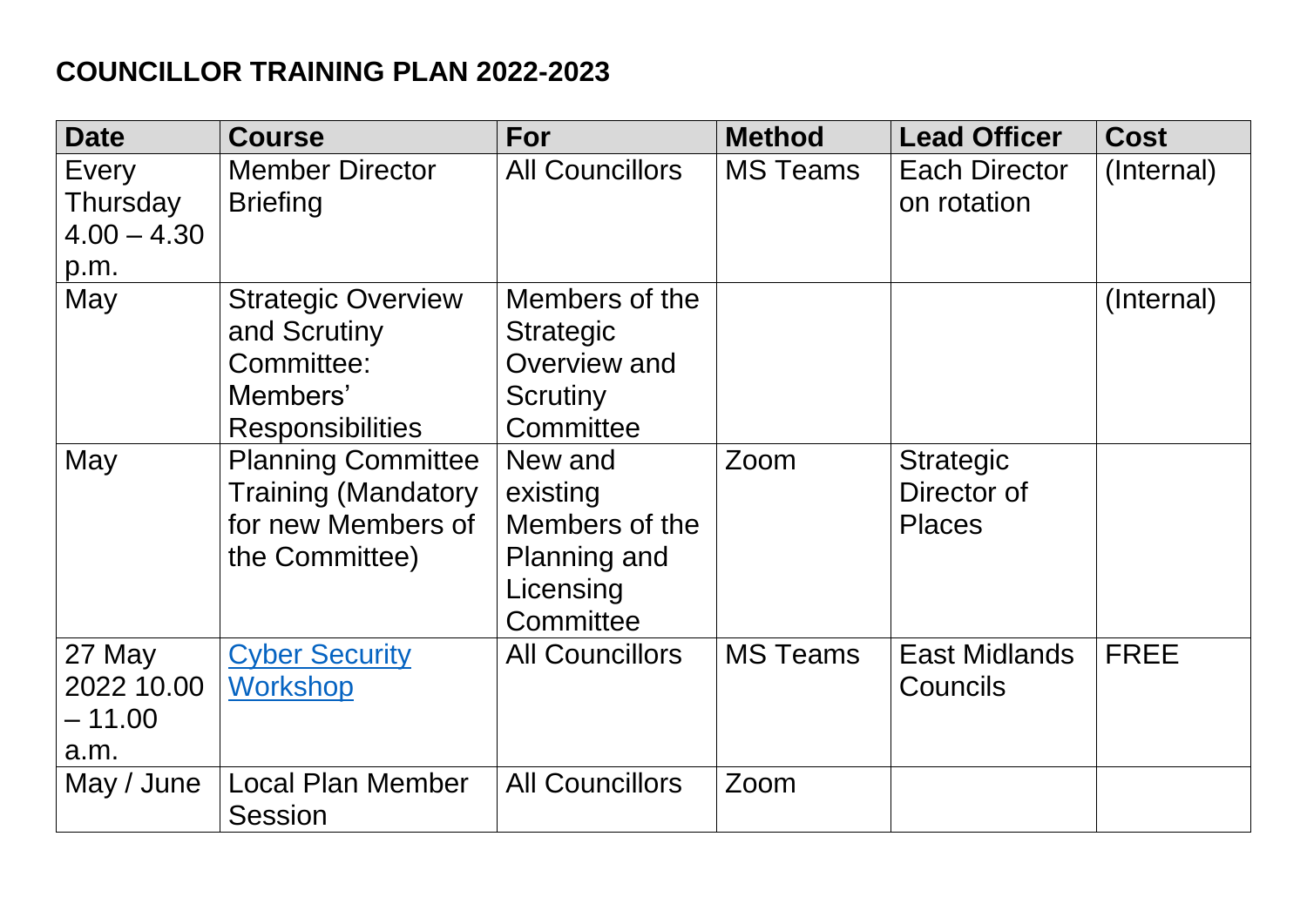# COUNCILLOR TRAINING PLAN 2022-2023

| Date | Course | For | Method | Lead Officer | Cost |
|---|---|---|---|---|---|
| Every Thursday 4.00 – 4.30 p.m. | Member Director Briefing | All Councillors | MS Teams | Each Director on rotation | (Internal) |
| May | Strategic Overview and Scrutiny Committee: Members' Responsibilities | Members of the Strategic Overview and Scrutiny Committee | | | (Internal) |
| May | Planning Committee Training (Mandatory for new Members of the Committee) | New and existing Members of the Planning and Licensing Committee | Zoom | Strategic Director of Places | |
| 27 May 2022 10.00 – 11.00 a.m. | Cyber Security Workshop | All Councillors | MS Teams | East Midlands Councils | FREE |
| May / June | Local Plan Member Session | All Councillors | Zoom | | |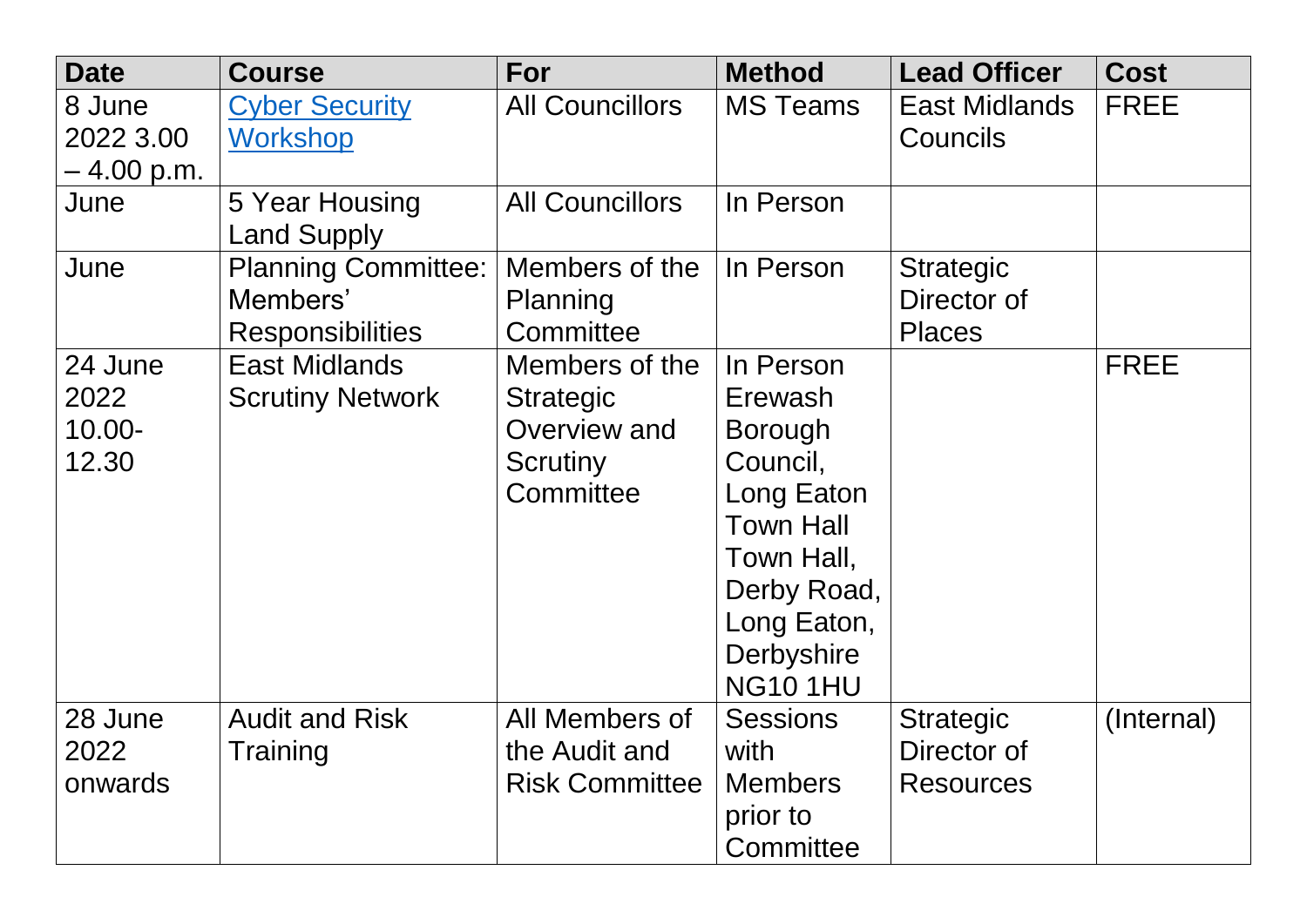| Date | Course | For | Method | Lead Officer | Cost |
|---|---|---|---|---|---|
| 8 June 2022 3.00 – 4.00 p.m. | Cyber Security Workshop | All Councillors | MS Teams | East Midlands Councils | FREE |
| June | 5 Year Housing Land Supply | All Councillors | In Person | | |
| June | Planning Committee: Members' Responsibilities | Members of the Planning Committee | In Person | Strategic Director of Places | |
| 24 June 2022 10.00-12.30 | East Midlands Scrutiny Network | Members of the Strategic Overview and Scrutiny Committee | In Person Erewash Borough Council, Long Eaton Town Hall Town Hall, Derby Road, Long Eaton, Derbyshire NG10 1HU | | FREE |
| 28 June 2022 onwards | Audit and Risk Training | All Members of the Audit and Risk Committee | Sessions with Members prior to Committee | Strategic Director of Resources | (Internal) |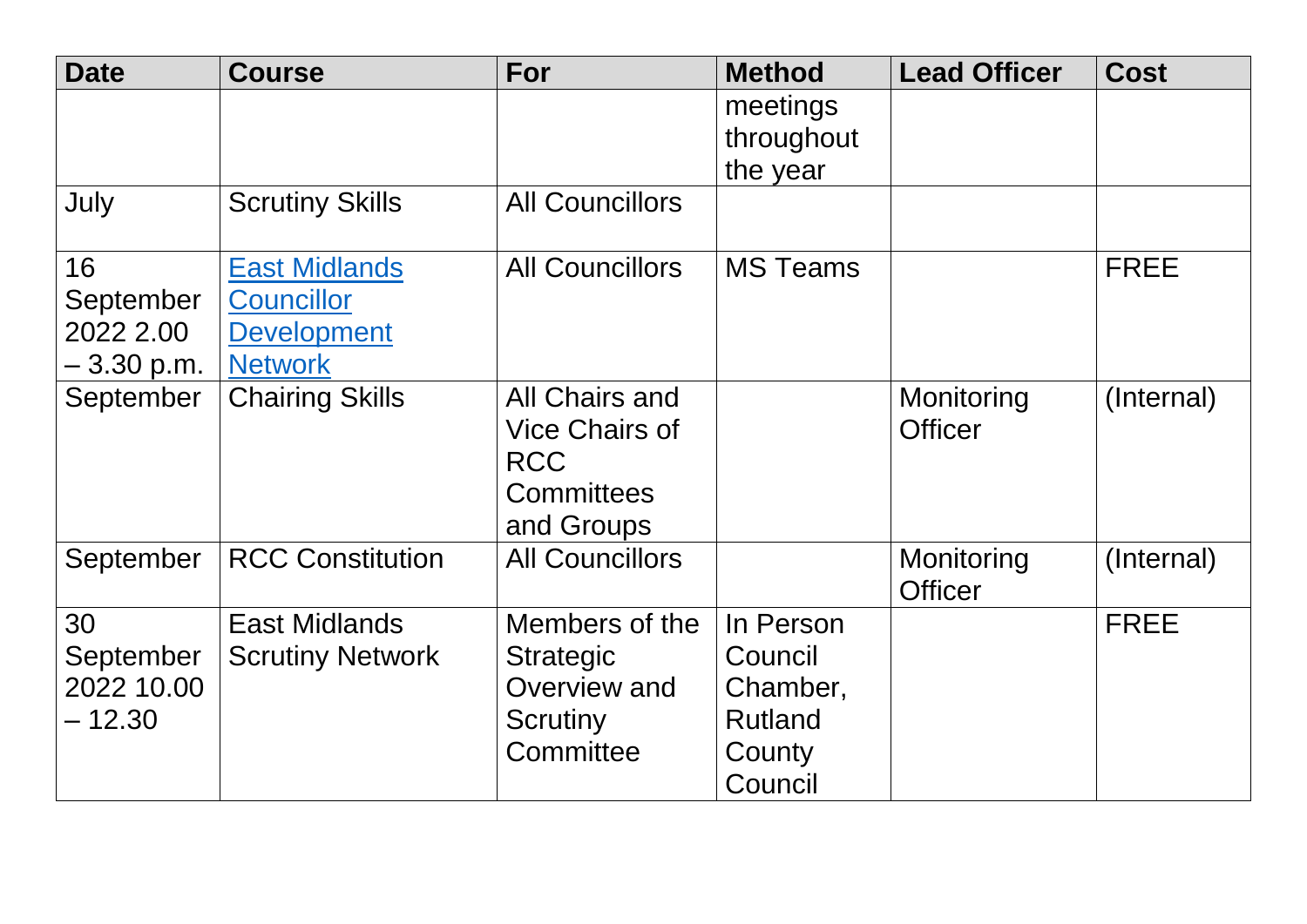| Date | Course | For | Method | Lead Officer | Cost |
|---|---|---|---|---|---|
| | | | meetings throughout the year | | |
| July | Scrutiny Skills | All Councillors | | | |
| 16 September 2022 2.00 – 3.30 p.m. | East Midlands Councillor Development Network | All Councillors | MS Teams | | FREE |
| September | Chairing Skills | All Chairs and Vice Chairs of RCC Committees and Groups | | Monitoring Officer | (Internal) |
| September | RCC Constitution | All Councillors | | Monitoring Officer | (Internal) |
| 30 September 2022 10.00 – 12.30 | East Midlands Scrutiny Network | Members of the Strategic Overview and Scrutiny Committee | In Person Council Chamber, Rutland County Council | | FREE |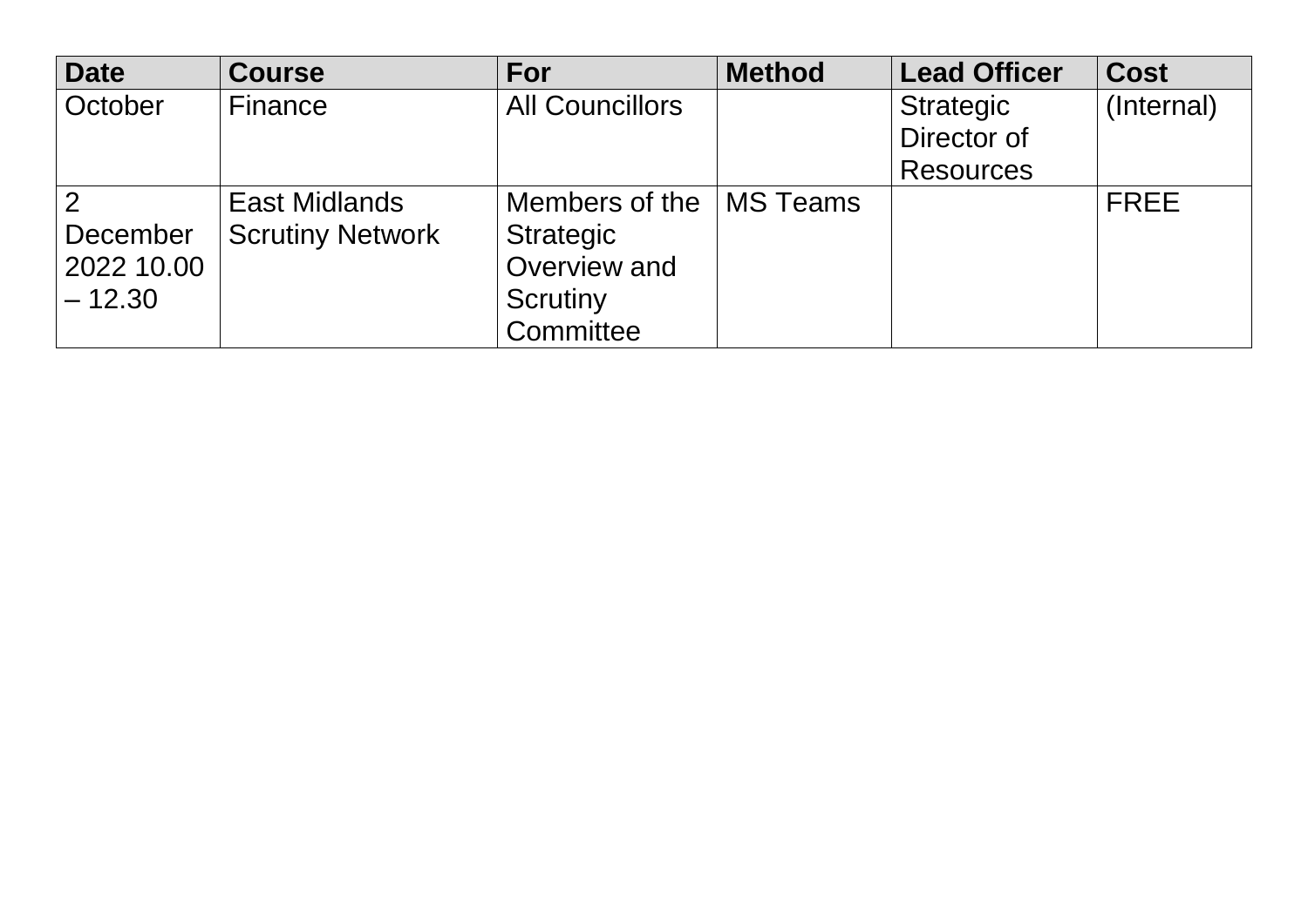| Date | Course | For | Method | Lead Officer | Cost |
|---|---|---|---|---|---|
| October | Finance | All Councillors | | Strategic Director of Resources | (Internal) |
| 2 December 2022 10.00 – 12.30 | East Midlands Scrutiny Network | Members of the Strategic Overview and Scrutiny Committee | MS Teams | | FREE |